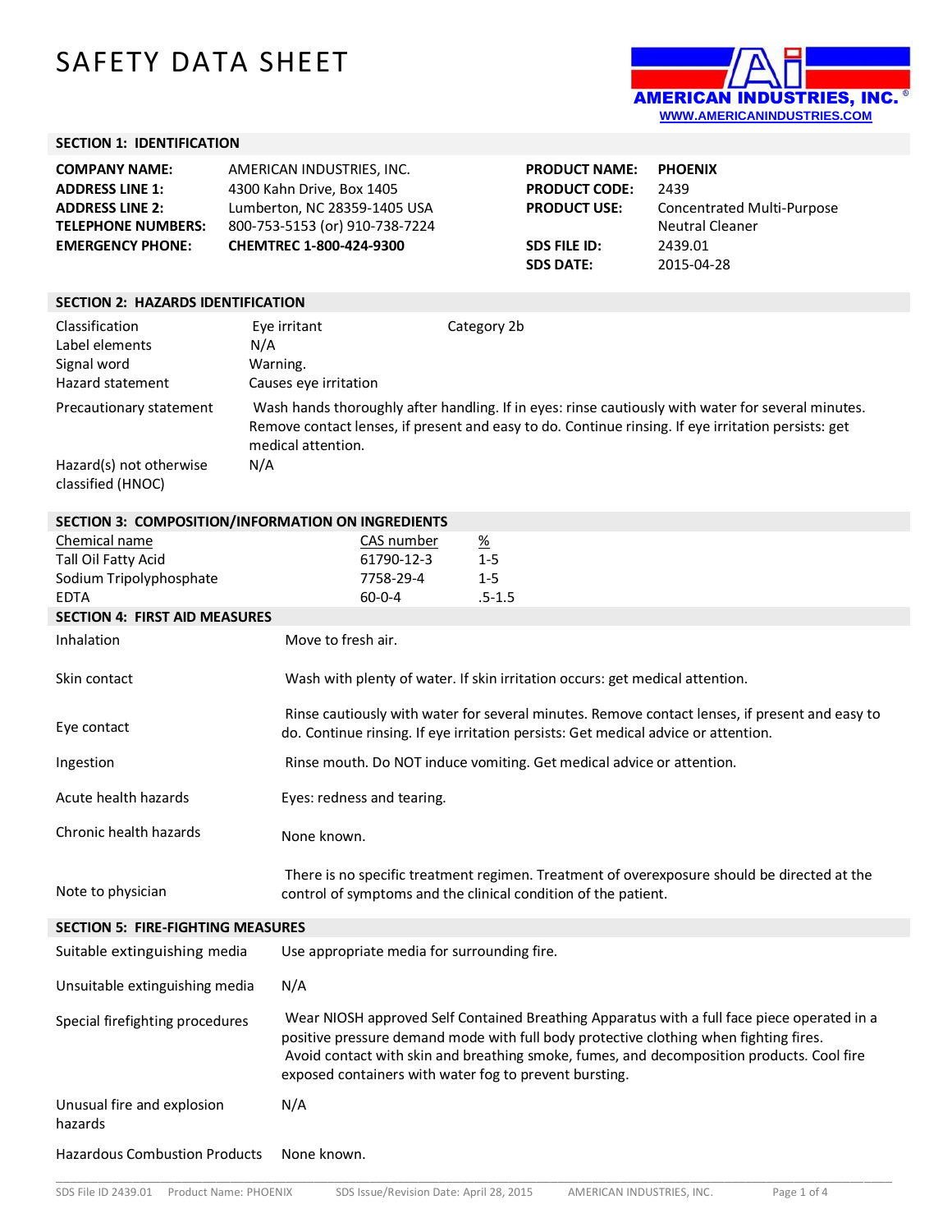# SAFETY DATA SHEET

AMERICAN INDUSTRIES, INC.®
WWW.AMERICANINDUSTRIES.COM

## SECTION 1: IDENTIFICATION

| | | | |
|---|---|---|---|
| **COMPANY NAME:** | AMERICAN INDUSTRIES, INC. | **PRODUCT NAME:** | **PHOENIX** |
| **ADDRESS LINE 1:** | 4300 Kahn Drive, Box 1405 | **PRODUCT CODE:** | 2439 |
| **ADDRESS LINE 2:** | Lumberton, NC 28359-1405 USA | **PRODUCT USE:** | Concentrated Multi-Purpose Neutral Cleaner |
| **TELEPHONE NUMBERS:** | 800-753-5153 (or) 910-738-7224 | | |
| **EMERGENCY PHONE:** | **CHEMTREC 1-800-424-9300** | **SDS FILE ID:** | 2439.01 |
| | | **SDS DATE:** | 2015-04-28 |

## SECTION 2: HAZARDS IDENTIFICATION

| | | |
|---|---|---|
| Classification | Eye irritant | Category 2b |
| Label elements | N/A | |
| Signal word | Warning. | |
| Hazard statement | Causes eye irritation | |
| Precautionary statement | Wash hands thoroughly after handling. If in eyes: rinse cautiously with water for several minutes. Remove contact lenses, if present and easy to do. Continue rinsing. If eye irritation persists: get medical attention. | |
| Hazard(s) not otherwise classified (HNOC) | N/A | |

## SECTION 3: COMPOSITION/INFORMATION ON INGREDIENTS

| Chemical name | CAS number | % |
|---|---|---|
| Tall Oil Fatty Acid | 61790-12-3 | 1-5 |
| Sodium Tripolyphosphate | 7758-29-4 | 1-5 |
| EDTA | 60-0-4 | .5-1.5 |

## SECTION 4: FIRST AID MEASURES

| | |
|---|---|
| Inhalation | Move to fresh air. |
| Skin contact | Wash with plenty of water. If skin irritation occurs: get medical attention. |
| Eye contact | Rinse cautiously with water for several minutes. Remove contact lenses, if present and easy to do. Continue rinsing. If eye irritation persists: Get medical advice or attention. |
| Ingestion | Rinse mouth. Do NOT induce vomiting. Get medical advice or attention. |
| Acute health hazards | Eyes: redness and tearing. |
| Chronic health hazards | None known. |
| Note to physician | There is no specific treatment regimen. Treatment of overexposure should be directed at the control of symptoms and the clinical condition of the patient. |

## SECTION 5: FIRE-FIGHTING MEASURES

| | |
|---|---|
| Suitable extinguishing media | Use appropriate media for surrounding fire. |
| Unsuitable extinguishing media | N/A |
| Special firefighting procedures | Wear NIOSH approved Self Contained Breathing Apparatus with a full face piece operated in a positive pressure demand mode with full body protective clothing when fighting fires. Avoid contact with skin and breathing smoke, fumes, and decomposition products. Cool fire exposed containers with water fog to prevent bursting. |
| Unusual fire and explosion hazards | N/A |
| Hazardous Combustion Products | None known. |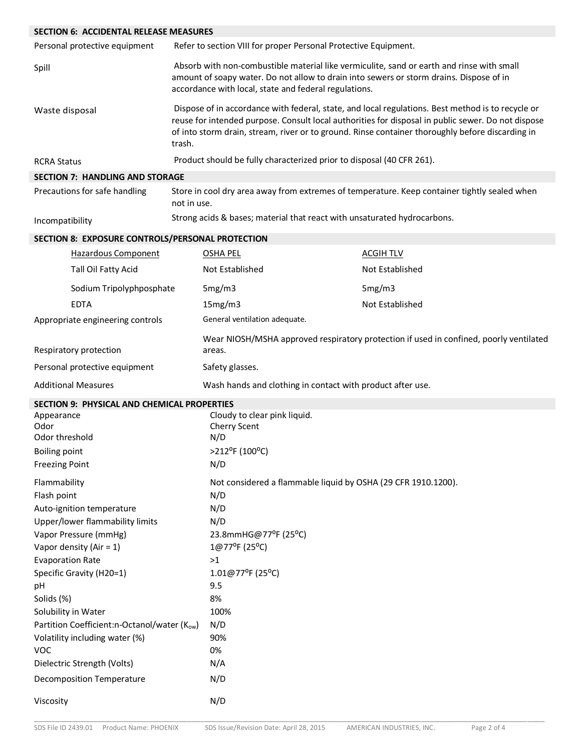## SECTION 6: ACCIDENTAL RELEASE MEASURES

| | |
|---|---|
| Personal protective equipment | Refer to section VIII for proper Personal Protective Equipment. |
| Spill | Absorb with non-combustible material like vermiculite, sand or earth and rinse with small amount of soapy water. Do not allow to drain into sewers or storm drains. Dispose of in accordance with local, state and federal regulations. |
| Waste disposal | Dispose of in accordance with federal, state, and local regulations. Best method is to recycle or reuse for intended purpose. Consult local authorities for disposal in public sewer. Do not dispose of into storm drain, stream, river or to ground. Rinse container thoroughly before discarding in trash. |
| RCRA Status | Product should be fully characterized prior to disposal (40 CFR 261). |

## SECTION 7: HANDLING AND STORAGE

| | |
|---|---|
| Precautions for safe handling | Store in cool dry area away from extremes of temperature. Keep container tightly sealed when not in use. |
| Incompatibility | Strong acids & bases; material that react with unsaturated hydrocarbons. |

## SECTION 8: EXPOSURE CONTROLS/PERSONAL PROTECTION

| Hazardous Component | OSHA PEL | ACGIH TLV |
|---|---|---|
| Tall Oil Fatty Acid | Not Established | Not Established |
| Sodium Tripolyphposphate | 5mg/m3 | 5mg/m3 |
| EDTA | 15mg/m3 | Not Established |

| | |
|---|---|
| Appropriate engineering controls | General ventilation adequate. |
| Respiratory protection | Wear NIOSH/MSHA approved respiratory protection if used in confined, poorly ventilated areas. |
| Personal protective equipment | Safety glasses. |
| Additional Measures | Wash hands and clothing in contact with product after use. |

## SECTION 9: PHYSICAL AND CHEMICAL PROPERTIES

| | |
|---|---|
| Appearance | Cloudy to clear pink liquid. |
| Odor | Cherry Scent |
| Odor threshold | N/D |
| Boiling point | >212°F (100°C) |
| Freezing Point | N/D |
| Flammability | Not considered a flammable liquid by OSHA (29 CFR 1910.1200). |
| Flash point | N/D |
| Auto-ignition temperature | N/D |
| Upper/lower flammability limits | N/D |
| Vapor Pressure (mmHg) | 23.8mmHG@77°F (25°C) |
| Vapor density (Air = 1) | 1@77°F (25°C) |
| Evaporation Rate | >1 |
| Specific Gravity (H20=1) | 1.01@77°F (25°C) |
| pH | 9.5 |
| Solids (%) | 8% |
| Solubility in Water | 100% |
| Partition Coefficient:n-Octanol/water ($K_{ow}$) | N/D |
| Volatility including water (%) | 90% |
| VOC | 0% |
| Dielectric Strength (Volts) | N/A |
| Decomposition Temperature | N/D |
| Viscosity | N/D |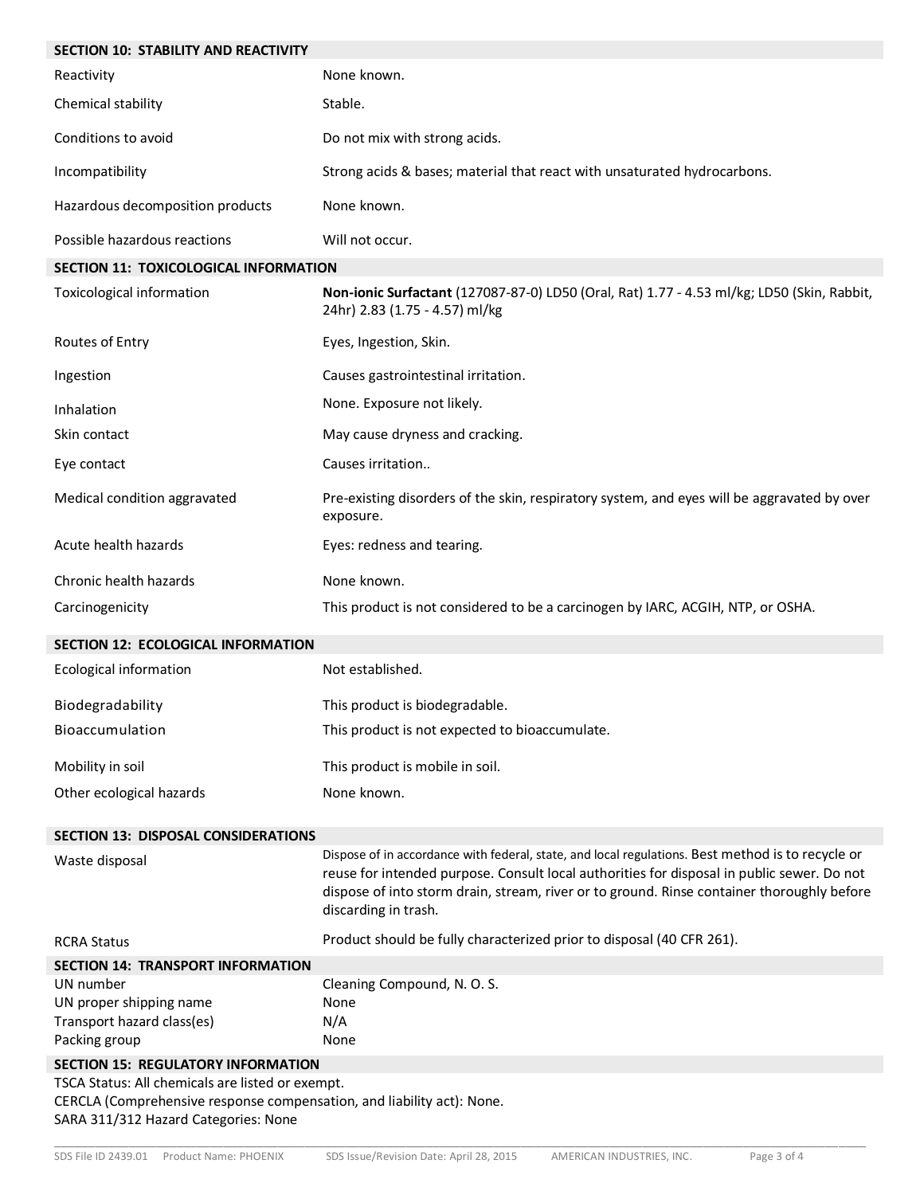## SECTION 10: STABILITY AND REACTIVITY

| | |
|---|---|
| Reactivity | None known. |
| Chemical stability | Stable. |
| Conditions to avoid | Do not mix with strong acids. |
| Incompatibility | Strong acids & bases; material that react with unsaturated hydrocarbons. |
| Hazardous decomposition products | None known. |
| Possible hazardous reactions | Will not occur. |

## SECTION 11: TOXICOLOGICAL INFORMATION

| | |
|---|---|
| Toxicological information | **Non-ionic Surfactant** (127087-87-0) LD50 (Oral, Rat) 1.77 - 4.53 ml/kg; LD50 (Skin, Rabbit, 24hr) 2.83 (1.75 - 4.57) ml/kg |
| Routes of Entry | Eyes, Ingestion, Skin. |
| Ingestion | Causes gastrointestinal irritation. |
| Inhalation | None. Exposure not likely. |
| Skin contact | May cause dryness and cracking. |
| Eye contact | Causes irritation.. |
| Medical condition aggravated | Pre-existing disorders of the skin, respiratory system, and eyes will be aggravated by over exposure. |
| Acute health hazards | Eyes: redness and tearing. |
| Chronic health hazards | None known. |
| Carcinogenicity | This product is not considered to be a carcinogen by IARC, ACGIH, NTP, or OSHA. |

## SECTION 12: ECOLOGICAL INFORMATION

| | |
|---|---|
| Ecological information | Not established. |
| Biodegradability | This product is biodegradable. |
| Bioaccumulation | This product is not expected to bioaccumulate. |
| Mobility in soil | This product is mobile in soil. |
| Other ecological hazards | None known. |

## SECTION 13: DISPOSAL CONSIDERATIONS

| | |
|---|---|
| Waste disposal | Dispose of in accordance with federal, state, and local regulations. Best method is to recycle or reuse for intended purpose. Consult local authorities for disposal in public sewer. Do not dispose of into storm drain, stream, river or to ground. Rinse container thoroughly before discarding in trash. |
| RCRA Status | Product should be fully characterized prior to disposal (40 CFR 261). |

## SECTION 14: TRANSPORT INFORMATION

| | |
|---|---|
| UN number | Cleaning Compound, N. O. S. |
| UN proper shipping name | None |
| Transport hazard class(es) | N/A |
| Packing group | None |

## SECTION 15: REGULATORY INFORMATION

TSCA Status: All chemicals are listed or exempt.
CERCLA (Comprehensive response compensation, and liability act): None.
SARA 311/312 Hazard Categories: None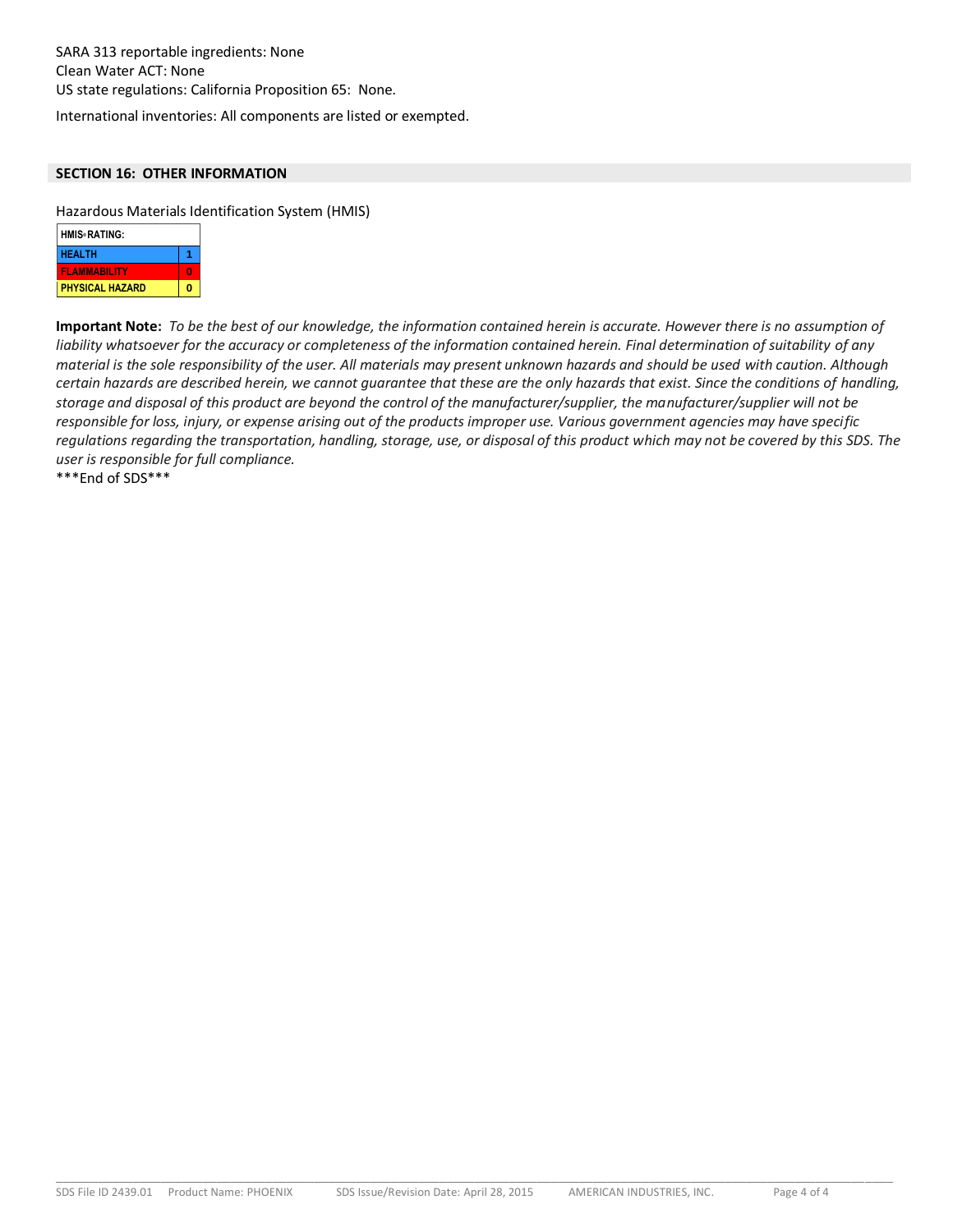SARA 313 reportable ingredients: None
Clean Water ACT: None
US state regulations: California Proposition 65: None.

International inventories: All components are listed or exempted.

## SECTION 16: OTHER INFORMATION

Hazardous Materials Identification System (HMIS)

| HMIS® RATING: | |
|---|---|
| HEALTH | 1 |
| FLAMMABILITY | 0 |
| PHYSICAL HAZARD | 0 |

**Important Note:** *To be the best of our knowledge, the information contained herein is accurate. However there is no assumption of liability whatsoever for the accuracy or completeness of the information contained herein. Final determination of suitability of any material is the sole responsibility of the user. All materials may present unknown hazards and should be used with caution. Although certain hazards are described herein, we cannot guarantee that these are the only hazards that exist. Since the conditions of handling, storage and disposal of this product are beyond the control of the manufacturer/supplier, the manufacturer/supplier will not be responsible for loss, injury, or expense arising out of the products improper use. Various government agencies may have specific regulations regarding the transportation, handling, storage, use, or disposal of this product which may not be covered by this SDS. The user is responsible for full compliance.*

***End of SDS***